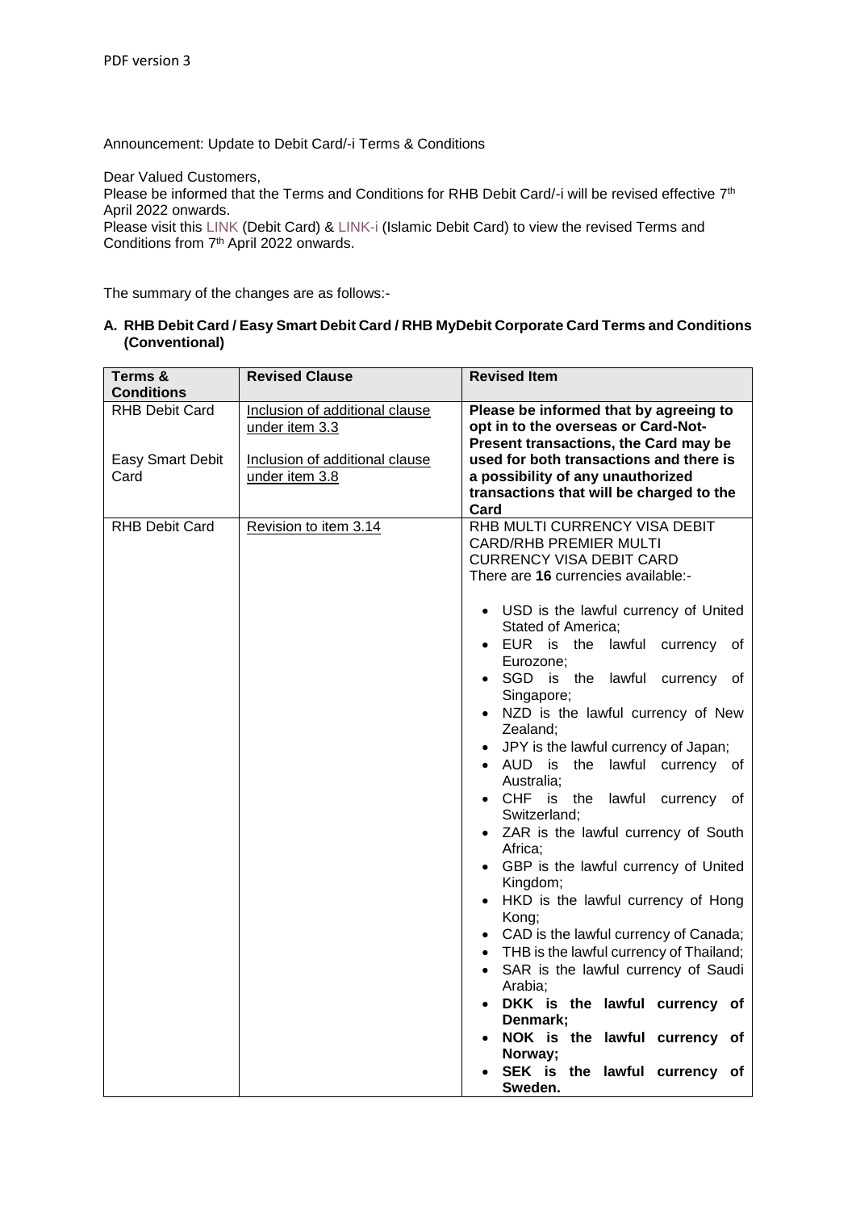PDF version 3

Announcement: Update to Debit Card/-i Terms & Conditions

Dear Valued Customers,

Please be informed that the Terms and Conditions for RHB Debit Card/-i will be revised effective 7th April 2022 onwards.

Please visit this LINK (Debit Card) & LINK-i (Islamic Debit Card) to view the revised Terms and Conditions from 7th April 2022 onwards.

The summary of the changes are as follows:-

**A. RHB Debit Card / Easy Smart Debit Card / RHB MyDebit Corporate Card Terms and Conditions (Conventional)**

| Terms & Conditions | Revised Clause | Revised Item |
|---|---|---|
| RHB Debit Card<br><br>Easy Smart Debit Card | Inclusion of additional clause under item 3.3<br><br>Inclusion of additional clause under item 3.8 | **Please be informed that by agreeing to opt in to the overseas or Card-Not-Present transactions, the Card may be used for both transactions and there is a possibility of any unauthorized transactions that will be charged to the Card** |
| RHB Debit Card | Revision to item 3.14 | RHB MULTI CURRENCY VISA DEBIT CARD/RHB PREMIER MULTI CURRENCY VISA DEBIT CARD<br>There are **16** currencies available:-<br><br>• USD is the lawful currency of United Stated of America;<br>• EUR is the lawful currency of Eurozone;<br>• SGD is the lawful currency of Singapore;<br>• NZD is the lawful currency of New Zealand;<br>• JPY is the lawful currency of Japan;<br>• AUD is the lawful currency of Australia;<br>• CHF is the lawful currency of Switzerland;<br>• ZAR is the lawful currency of South Africa;<br>• GBP is the lawful currency of United Kingdom;<br>• HKD is the lawful currency of Hong Kong;<br>• CAD is the lawful currency of Canada;<br>• THB is the lawful currency of Thailand;<br>• SAR is the lawful currency of Saudi Arabia;<br>• **DKK is the lawful currency of Denmark;**<br>• **NOK is the lawful currency of Norway;**<br>• **SEK is the lawful currency of Sweden.** |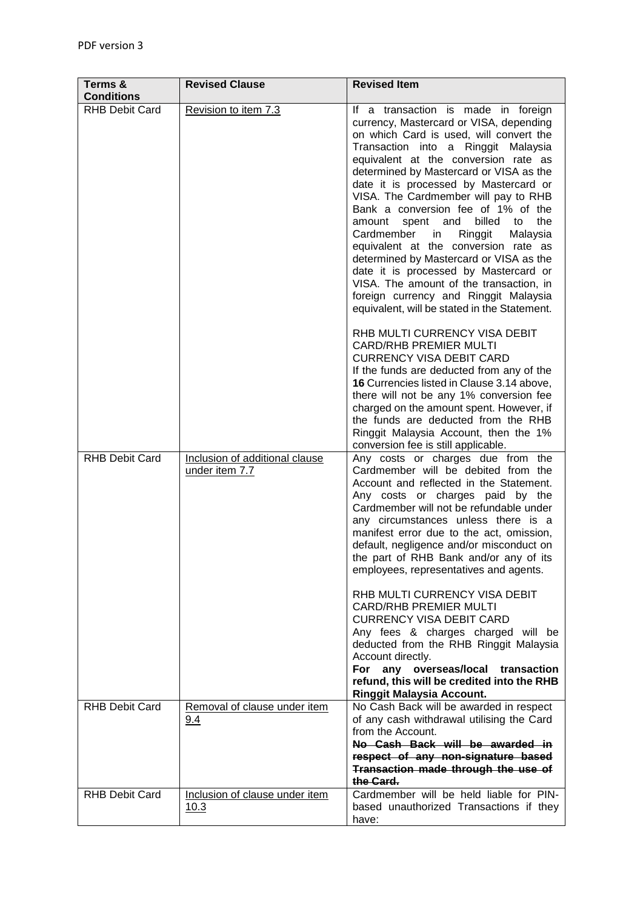PDF version 3

| Terms & Conditions | Revised Clause | Revised Item |
|---|---|---|
| RHB Debit Card | <u>Revision to item 7.3</u> | If a transaction is made in foreign currency, Mastercard or VISA, depending on which Card is used, will convert the Transaction into a Ringgit Malaysia equivalent at the conversion rate as determined by Mastercard or VISA as the date it is processed by Mastercard or VISA. The Cardmember will pay to RHB Bank a conversion fee of 1% of the amount spent and billed to the Cardmember in Ringgit Malaysia equivalent at the conversion rate as determined by Mastercard or VISA as the date it is processed by Mastercard or VISA. The amount of the transaction, in foreign currency and Ringgit Malaysia equivalent, will be stated in the Statement.<br><br>RHB MULTI CURRENCY VISA DEBIT CARD/RHB PREMIER MULTI CURRENCY VISA DEBIT CARD<br>If the funds are deducted from any of the **16** Currencies listed in Clause 3.14 above, there will not be any 1% conversion fee charged on the amount spent. However, if the funds are deducted from the RHB Ringgit Malaysia Account, then the 1% conversion fee is still applicable. |
| RHB Debit Card | <u>Inclusion of additional clause under item 7.7</u> | Any costs or charges due from the Cardmember will be debited from the Account and reflected in the Statement. Any costs or charges paid by the Cardmember will not be refundable under any circumstances unless there is a manifest error due to the act, omission, default, negligence and/or misconduct on the part of RHB Bank and/or any of its employees, representatives and agents.<br><br>RHB MULTI CURRENCY VISA DEBIT CARD/RHB PREMIER MULTI CURRENCY VISA DEBIT CARD<br>Any fees & charges charged will be deducted from the RHB Ringgit Malaysia Account directly.<br>**For any overseas/local transaction refund, this will be credited into the RHB Ringgit Malaysia Account.** |
| RHB Debit Card | <u>Removal of clause under item 9.4</u> | No Cash Back will be awarded in respect of any cash withdrawal utilising the Card from the Account.<br>~~**No Cash Back will be awarded in respect of any non-signature based Transaction made through the use of the Card.**~~ |
| RHB Debit Card | <u>Inclusion of clause under item 10.3</u> | Cardmember will be held liable for PIN-based unauthorized Transactions if they have: |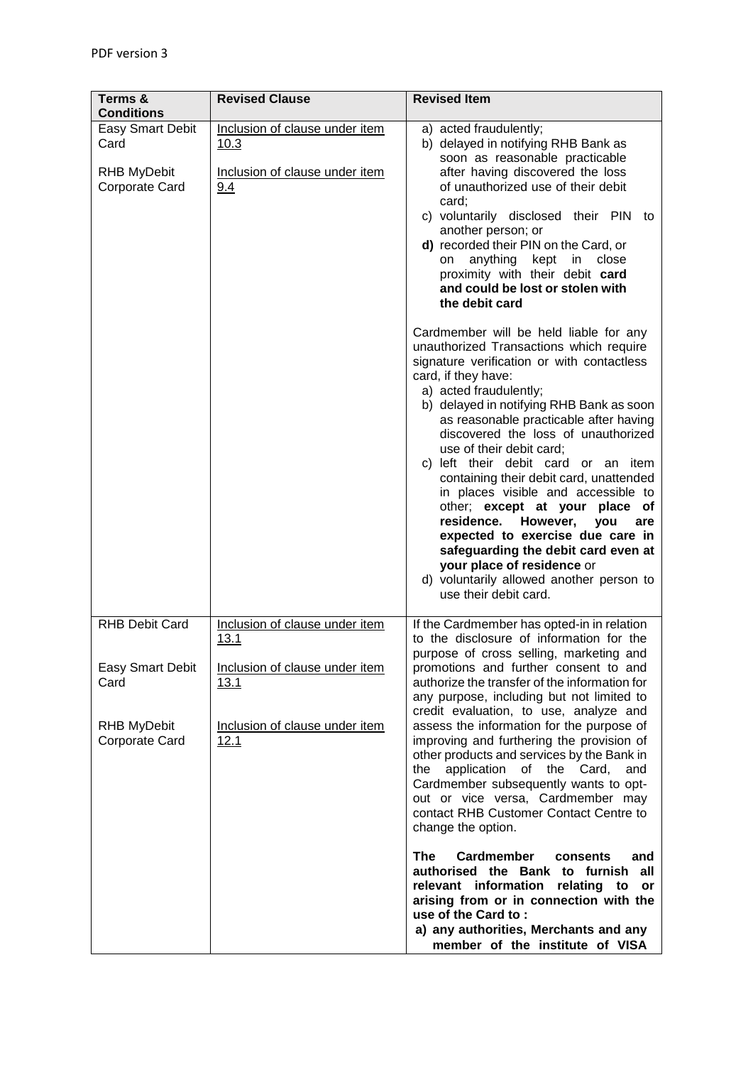| Terms & Conditions | Revised Clause | Revised Item |
|---|---|---|
| Easy Smart Debit Card<br><br>RHB MyDebit Corporate Card | <u>Inclusion of clause under item 10.3</u><br><br><u>Inclusion of clause under item 9.4</u> | a) acted fraudulently;<br>b) delayed in notifying RHB Bank as soon as reasonable practicable after having discovered the loss of unauthorized use of their debit card;<br>c) voluntarily disclosed their PIN to another person; or<br>**d)** recorded their PIN on the Card, or on anything kept in close proximity with their debit **card and could be lost or stolen with the debit card**<br><br>Cardmember will be held liable for any unauthorized Transactions which require signature verification or with contactless card, if they have:<br>a) acted fraudulently;<br>b) delayed in notifying RHB Bank as soon as reasonable practicable after having discovered the loss of unauthorized use of their debit card;<br>c) left their debit card or an item containing their debit card, unattended in places visible and accessible to other; **except at your place of residence. However, you are expected to exercise due care in safeguarding the debit card even at your place of residence** or<br>d) voluntarily allowed another person to use their debit card. |
| RHB Debit Card<br><br>Easy Smart Debit Card<br><br>RHB MyDebit Corporate Card | <u>Inclusion of clause under item 13.1</u><br><br><u>Inclusion of clause under item 13.1</u><br><br><u>Inclusion of clause under item 12.1</u> | If the Cardmember has opted-in in relation to the disclosure of information for the purpose of cross selling, marketing and promotions and further consent to and authorize the transfer of the information for any purpose, including but not limited to credit evaluation, to use, analyze and assess the information for the purpose of improving and furthering the provision of other products and services by the Bank in the application of the Card, and Cardmember subsequently wants to opt-out or vice versa, Cardmember may contact RHB Customer Contact Centre to change the option.<br><br>**The Cardmember consents and authorised the Bank to furnish all relevant information relating to or arising from or in connection with the use of the Card to :**<br>**a) any authorities, Merchants and any member of the institute of VISA** |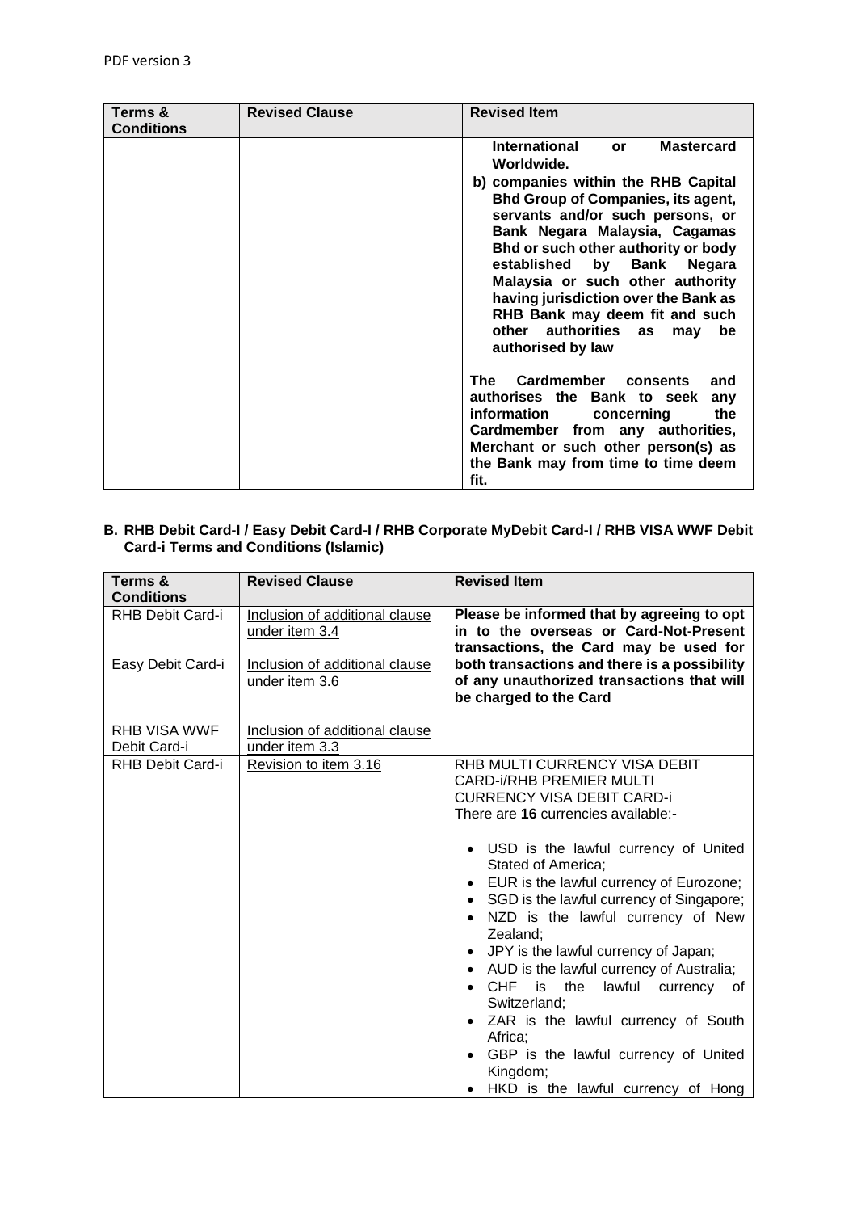PDF version 3

| Terms & Conditions | Revised Clause | Revised Item |
|---|---|---|
| | | **International or Mastercard Worldwide.**<br>**b) companies within the RHB Capital Bhd Group of Companies, its agent, servants and/or such persons, or Bank Negara Malaysia, Cagamas Bhd or such other authority or body established by Bank Negara Malaysia or such other authority having jurisdiction over the Bank as RHB Bank may deem fit and such other authorities as may be authorised by law**<br><br>**The Cardmember consents and authorises the Bank to seek any information concerning the Cardmember from any authorities, Merchant or such other person(s) as the Bank may from time to time deem fit.** |

**B. RHB Debit Card-I / Easy Debit Card-I / RHB Corporate MyDebit Card-I / RHB VISA WWF Debit Card-i Terms and Conditions (Islamic)**

| Terms & Conditions | Revised Clause | Revised Item |
|---|---|---|
| RHB Debit Card-i<br><br>Easy Debit Card-i<br><br>RHB VISA WWF Debit Card-i | Inclusion of additional clause under item 3.4<br><br>Inclusion of additional clause under item 3.6<br><br>Inclusion of additional clause under item 3.3 | **Please be informed that by agreeing to opt in to the overseas or Card-Not-Present transactions, the Card may be used for both transactions and there is a possibility of any unauthorized transactions that will be charged to the Card** |
| RHB Debit Card-i | Revision to item 3.16 | RHB MULTI CURRENCY VISA DEBIT CARD-i/RHB PREMIER MULTI CURRENCY VISA DEBIT CARD-i<br>There are **16** currencies available:-<br><br>• USD is the lawful currency of United Stated of America;<br>• EUR is the lawful currency of Eurozone;<br>• SGD is the lawful currency of Singapore;<br>• NZD is the lawful currency of New Zealand;<br>• JPY is the lawful currency of Japan;<br>• AUD is the lawful currency of Australia;<br>• CHF is the lawful currency of Switzerland;<br>• ZAR is the lawful currency of South Africa;<br>• GBP is the lawful currency of United Kingdom;<br>• HKD is the lawful currency of Hong |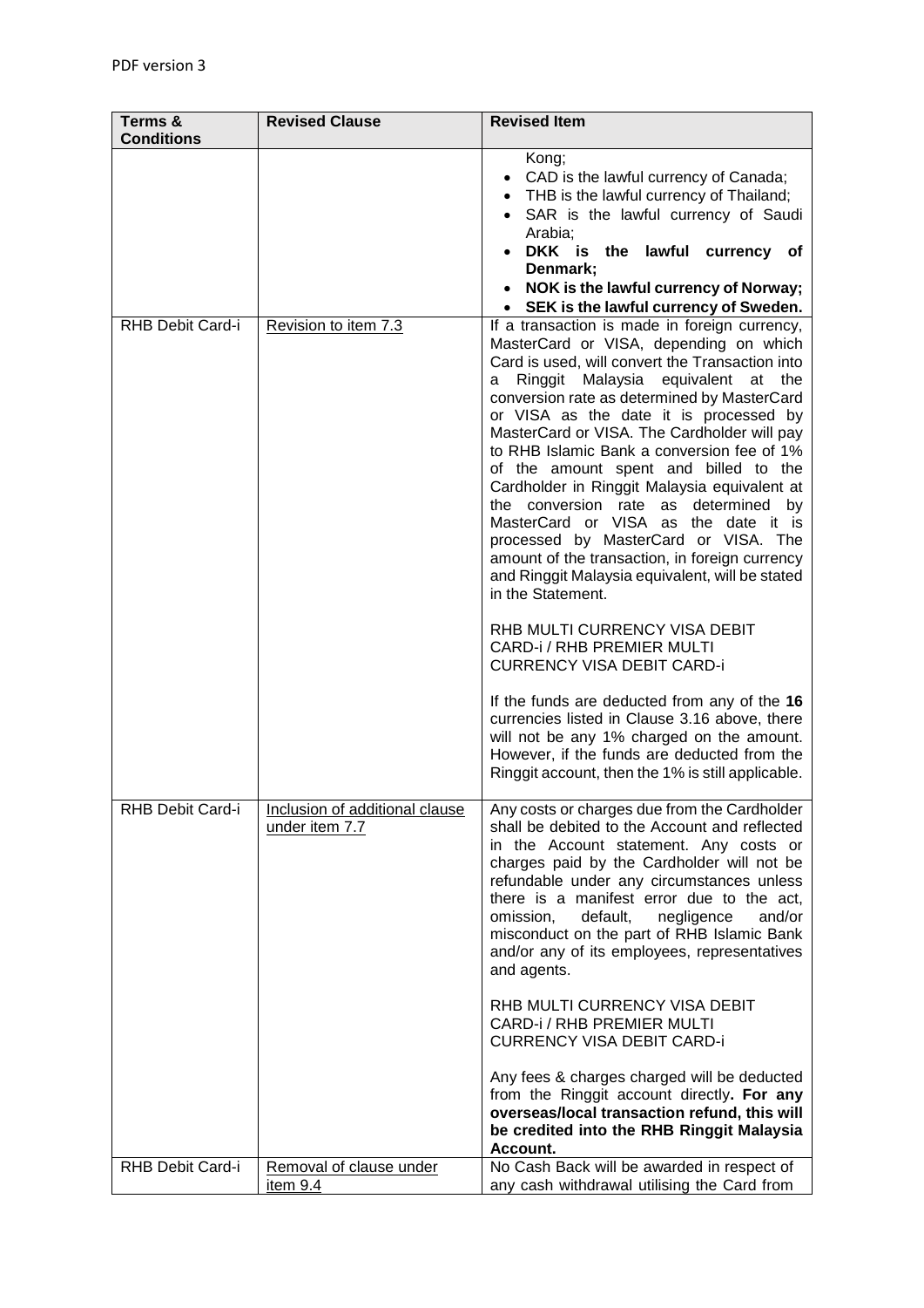PDF version 3

| Terms & Conditions | Revised Clause | Revised Item |
|---|---|---|
| | | Kong;<br>• CAD is the lawful currency of Canada;<br>• THB is the lawful currency of Thailand;<br>• SAR is the lawful currency of Saudi Arabia;<br>• **DKK is the lawful currency of Denmark;**<br>• **NOK is the lawful currency of Norway;**<br>• **SEK is the lawful currency of Sweden.** |
| RHB Debit Card-i | Revision to item 7.3 | If a transaction is made in foreign currency, MasterCard or VISA, depending on which Card is used, will convert the Transaction into a Ringgit Malaysia equivalent at the conversion rate as determined by MasterCard or VISA as the date it is processed by MasterCard or VISA. The Cardholder will pay to RHB Islamic Bank a conversion fee of 1% of the amount spent and billed to the Cardholder in Ringgit Malaysia equivalent at the conversion rate as determined by MasterCard or VISA as the date it is processed by MasterCard or VISA. The amount of the transaction, in foreign currency and Ringgit Malaysia equivalent, will be stated in the Statement.<br><br>RHB MULTI CURRENCY VISA DEBIT CARD-i / RHB PREMIER MULTI CURRENCY VISA DEBIT CARD-i<br><br>If the funds are deducted from any of the **16** currencies listed in Clause 3.16 above, there will not be any 1% charged on the amount. However, if the funds are deducted from the Ringgit account, then the 1% is still applicable. |
| RHB Debit Card-i | Inclusion of additional clause under item 7.7 | Any costs or charges due from the Cardholder shall be debited to the Account and reflected in the Account statement. Any costs or charges paid by the Cardholder will not be refundable under any circumstances unless there is a manifest error due to the act, omission, default, negligence and/or misconduct on the part of RHB Islamic Bank and/or any of its employees, representatives and agents.<br><br>RHB MULTI CURRENCY VISA DEBIT CARD-i / RHB PREMIER MULTI CURRENCY VISA DEBIT CARD-i<br><br>Any fees & charges charged will be deducted from the Ringgit account directly**. For any overseas/local transaction refund, this will be credited into the RHB Ringgit Malaysia Account.** |
| RHB Debit Card-i | Removal of clause under item 9.4 | No Cash Back will be awarded in respect of any cash withdrawal utilising the Card from |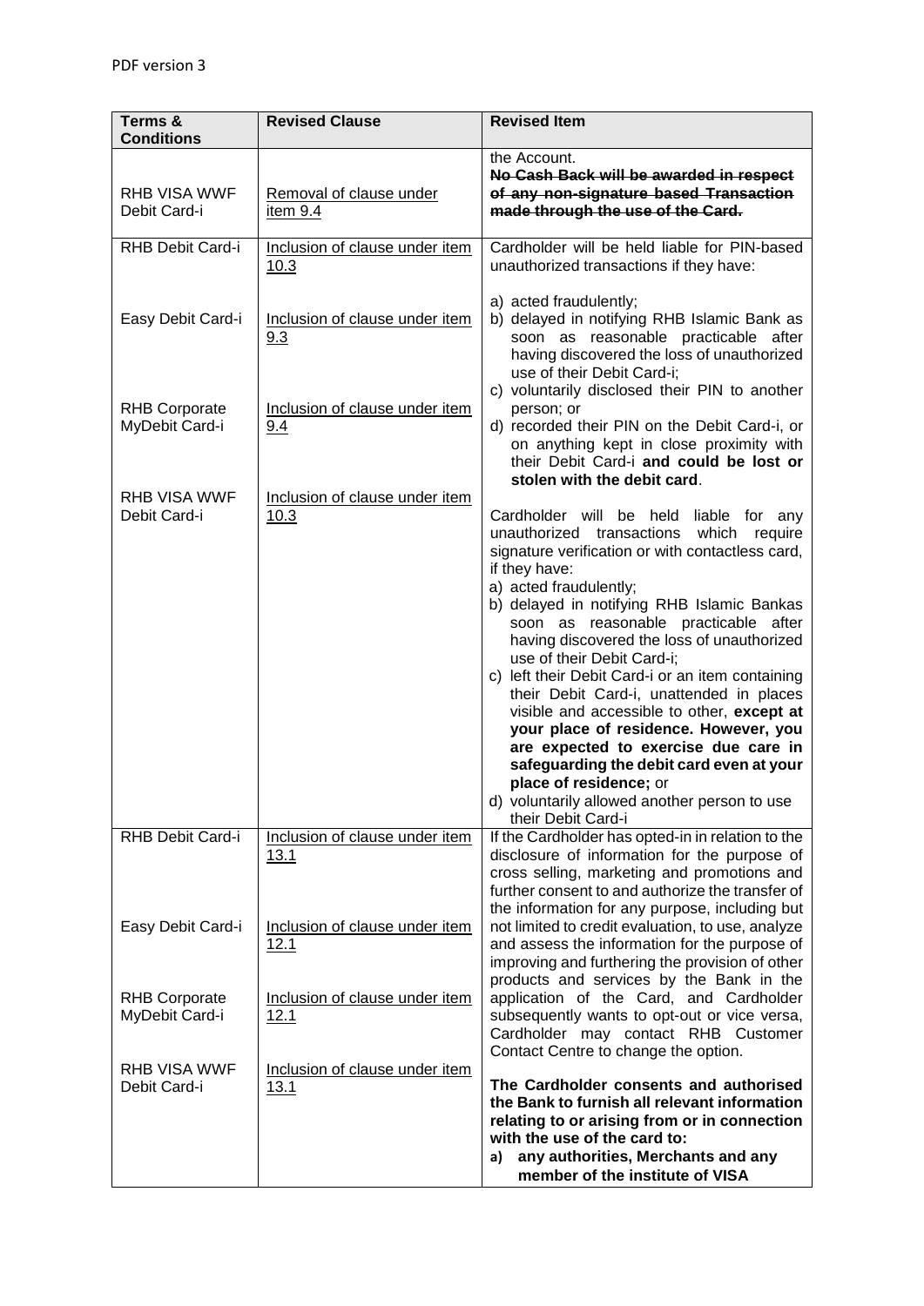| Terms & Conditions | Revised Clause | Revised Item |
|---|---|---|
| RHB VISA WWF Debit Card-i | Removal of clause under item 9.4 | the Account.<br>~~No Cash Back will be awarded in respect of any non-signature based Transaction made through the use of the Card.~~ |
| RHB Debit Card-i<br><br>Easy Debit Card-i<br><br>RHB Corporate MyDebit Card-i<br><br>RHB VISA WWF Debit Card-i | Inclusion of clause under item 10.3<br><br>Inclusion of clause under item 9.3<br><br>Inclusion of clause under item 9.4<br><br>Inclusion of clause under item 10.3 | Cardholder will be held liable for PIN-based unauthorized transactions if they have:<br><br>a) acted fraudulently;<br>b) delayed in notifying RHB Islamic Bank as soon as reasonable practicable after having discovered the loss of unauthorized use of their Debit Card-i;<br>c) voluntarily disclosed their PIN to another person; or<br>d) recorded their PIN on the Debit Card-i, or on anything kept in close proximity with their Debit Card-i **and could be lost or stolen with the debit card**.<br><br>Cardholder will be held liable for any unauthorized transactions which require signature verification or with contactless card, if they have:<br>a) acted fraudulently;<br>b) delayed in notifying RHB Islamic Bankas soon as reasonable practicable after having discovered the loss of unauthorized use of their Debit Card-i;<br>c) left their Debit Card-i or an item containing their Debit Card-i, unattended in places visible and accessible to other, **except at your place of residence. However, you are expected to exercise due care in safeguarding the debit card even at your place of residence;** or<br>d) voluntarily allowed another person to use their Debit Card-i |
| RHB Debit Card-i<br><br>Easy Debit Card-i<br><br>RHB Corporate MyDebit Card-i<br><br>RHB VISA WWF Debit Card-i | Inclusion of clause under item 13.1<br><br>Inclusion of clause under item 12.1<br><br>Inclusion of clause under item 12.1<br><br>Inclusion of clause under item 13.1 | If the Cardholder has opted-in in relation to the disclosure of information for the purpose of cross selling, marketing and promotions and further consent to and authorize the transfer of the information for any purpose, including but not limited to credit evaluation, to use, analyze and assess the information for the purpose of improving and furthering the provision of other products and services by the Bank in the application of the Card, and Cardholder subsequently wants to opt-out or vice versa, Cardholder may contact RHB Customer Contact Centre to change the option.<br><br>**The Cardholder consents and authorised the Bank to furnish all relevant information relating to or arising from or in connection with the use of the card to:**<br>**a) any authorities, Merchants and any member of the institute of VISA** |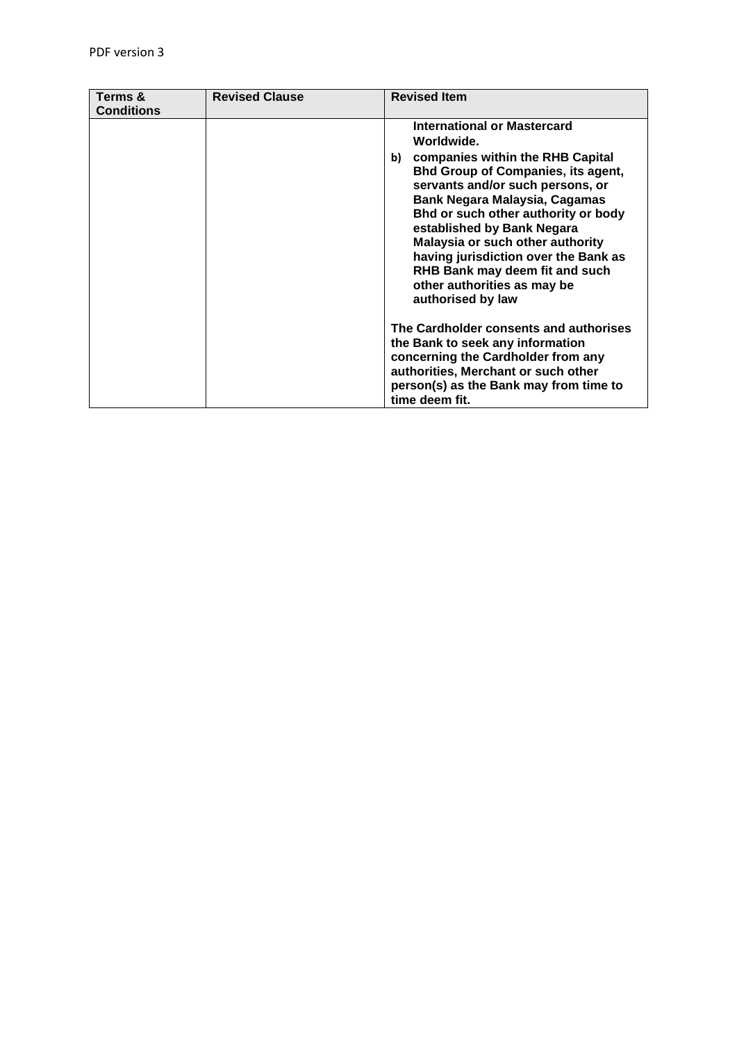| Terms & Conditions | Revised Clause | Revised Item |
|---|---|---|
| | | **International or Mastercard Worldwide.**<br>**b) companies within the RHB Capital Bhd Group of Companies, its agent, servants and/or such persons, or Bank Negara Malaysia, Cagamas Bhd or such other authority or body established by Bank Negara Malaysia or such other authority having jurisdiction over the Bank as RHB Bank may deem fit and such other authorities as may be authorised by law**<br><br>**The Cardholder consents and authorises the Bank to seek any information concerning the Cardholder from any authorities, Merchant or such other person(s) as the Bank may from time to time deem fit.** |